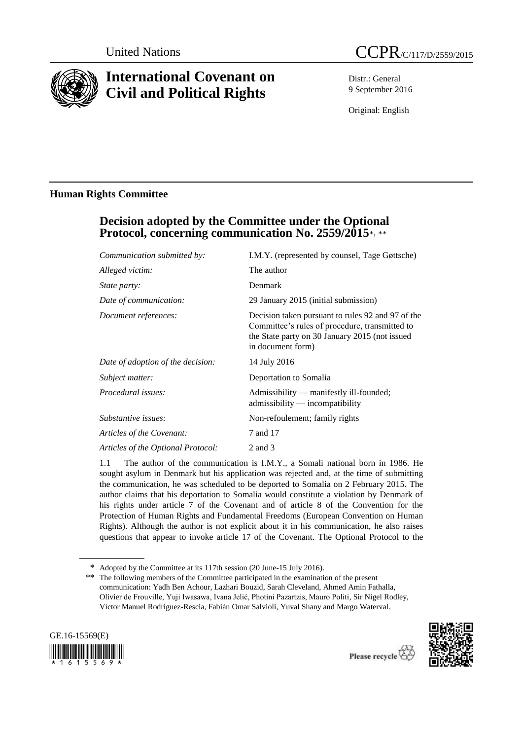United Nations

CCPR/C/117/D/2559/2015

# International Covenant on Civil and Political Rights

Distr.: General
9 September 2016

Original: English

## Human Rights Committee

### Decision adopted by the Committee under the Optional Protocol, concerning communication No. 2559/2015*, **

| | |
|---|---|
| *Communication submitted by:* | I.M.Y. (represented by counsel, Tage Gøttsche) |
| *Alleged victim:* | The author |
| *State party:* | Denmark |
| *Date of communication:* | 29 January 2015 (initial submission) |
| *Document references:* | Decision taken pursuant to rules 92 and 97 of the Committee's rules of procedure, transmitted to the State party on 30 January 2015 (not issued in document form) |
| *Date of adoption of the decision:* | 14 July 2016 |
| *Subject matter:* | Deportation to Somalia |
| *Procedural issues:* | Admissibility — manifestly ill-founded; admissibility — incompatibility |
| *Substantive issues:* | Non-refoulement; family rights |
| *Articles of the Covenant:* | 7 and 17 |
| *Articles of the Optional Protocol:* | 2 and 3 |

1.1 The author of the communication is I.M.Y., a Somali national born in 1986. He sought asylum in Denmark but his application was rejected and, at the time of submitting the communication, he was scheduled to be deported to Somalia on 2 February 2015. The author claims that his deportation to Somalia would constitute a violation by Denmark of his rights under article 7 of the Covenant and of article 8 of the Convention for the Protection of Human Rights and Fundamental Freedoms (European Convention on Human Rights). Although the author is not explicit about it in his communication, he also raises questions that appear to invoke article 17 of the Covenant. The Optional Protocol to the

\* Adopted by the Committee at its 117th session (20 June-15 July 2016).

\*\* The following members of the Committee participated in the examination of the present communication: Yadh Ben Achour, Lazhari Bouzid, Sarah Cleveland, Ahmed Amin Fathalla, Olivier de Frouville, Yuji Iwasawa, Ivana Jelić, Photini Pazartzis, Mauro Politi, Sir Nigel Rodley, Víctor Manuel Rodríguez-Rescia, Fabián Omar Salvioli, Yuval Shany and Margo Waterval.

GE.16-15569(E)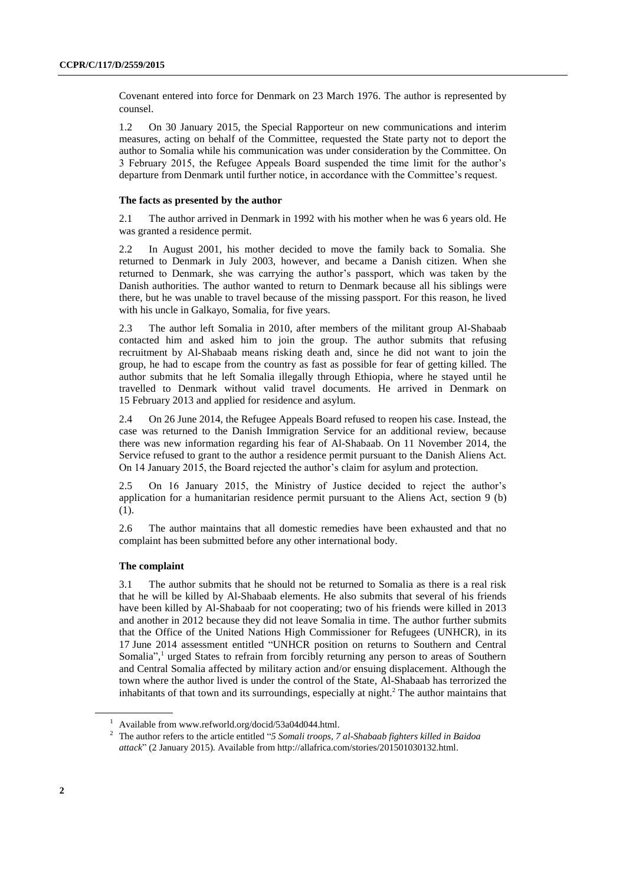Covenant entered into force for Denmark on 23 March 1976. The author is represented by counsel.

1.2 On 30 January 2015, the Special Rapporteur on new communications and interim measures, acting on behalf of the Committee, requested the State party not to deport the author to Somalia while his communication was under consideration by the Committee. On 3 February 2015, the Refugee Appeals Board suspended the time limit for the author's departure from Denmark until further notice, in accordance with the Committee's request.

### The facts as presented by the author

2.1 The author arrived in Denmark in 1992 with his mother when he was 6 years old. He was granted a residence permit.

2.2 In August 2001, his mother decided to move the family back to Somalia. She returned to Denmark in July 2003, however, and became a Danish citizen. When she returned to Denmark, she was carrying the author's passport, which was taken by the Danish authorities. The author wanted to return to Denmark because all his siblings were there, but he was unable to travel because of the missing passport. For this reason, he lived with his uncle in Galkayo, Somalia, for five years.

2.3 The author left Somalia in 2010, after members of the militant group Al-Shabaab contacted him and asked him to join the group. The author submits that refusing recruitment by Al-Shabaab means risking death and, since he did not want to join the group, he had to escape from the country as fast as possible for fear of getting killed. The author submits that he left Somalia illegally through Ethiopia, where he stayed until he travelled to Denmark without valid travel documents. He arrived in Denmark on 15 February 2013 and applied for residence and asylum.

2.4 On 26 June 2014, the Refugee Appeals Board refused to reopen his case. Instead, the case was returned to the Danish Immigration Service for an additional review, because there was new information regarding his fear of Al-Shabaab. On 11 November 2014, the Service refused to grant to the author a residence permit pursuant to the Danish Aliens Act. On 14 January 2015, the Board rejected the author's claim for asylum and protection.

2.5 On 16 January 2015, the Ministry of Justice decided to reject the author's application for a humanitarian residence permit pursuant to the Aliens Act, section 9 (b) (1).

2.6 The author maintains that all domestic remedies have been exhausted and that no complaint has been submitted before any other international body.

### The complaint

3.1 The author submits that he should not be returned to Somalia as there is a real risk that he will be killed by Al-Shabaab elements. He also submits that several of his friends have been killed by Al-Shabaab for not cooperating; two of his friends were killed in 2013 and another in 2012 because they did not leave Somalia in time. The author further submits that the Office of the United Nations High Commissioner for Refugees (UNHCR), in its 17 June 2014 assessment entitled "UNHCR position on returns to Southern and Central Somalia",[1] urged States to refrain from forcibly returning any person to areas of Southern and Central Somalia affected by military action and/or ensuing displacement. Although the town where the author lived is under the control of the State, Al-Shabaab has terrorized the inhabitants of that town and its surroundings, especially at night.[2] The author maintains that

---

[1] Available from www.refworld.org/docid/53a04d044.html.

[2] The author refers to the article entitled "*5 Somali troops, 7 al-Shabaab fighters killed in Baidoa attack*" (2 January 2015). Available from http://allafrica.com/stories/201501030132.html.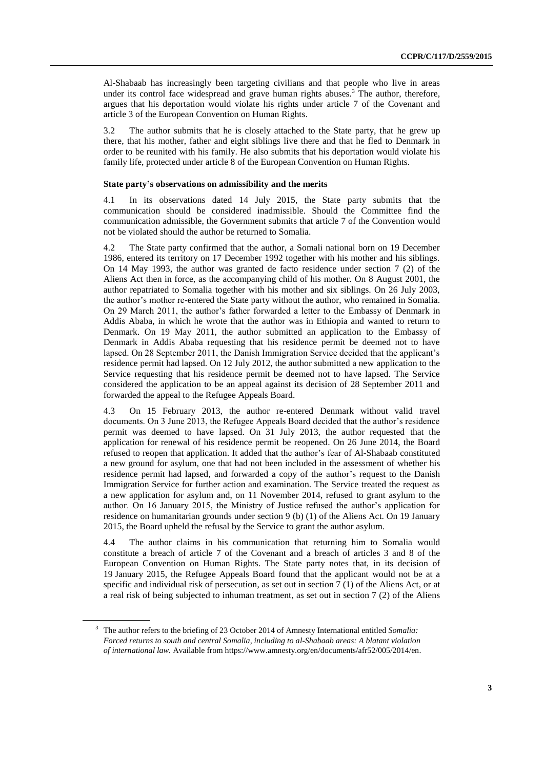Al-Shabaab has increasingly been targeting civilians and that people who live in areas under its control face widespread and grave human rights abuses.[3] The author, therefore, argues that his deportation would violate his rights under article 7 of the Covenant and article 3 of the European Convention on Human Rights.

3.2 The author submits that he is closely attached to the State party, that he grew up there, that his mother, father and eight siblings live there and that he fled to Denmark in order to be reunited with his family. He also submits that his deportation would violate his family life, protected under article 8 of the European Convention on Human Rights.

### State party's observations on admissibility and the merits

4.1 In its observations dated 14 July 2015, the State party submits that the communication should be considered inadmissible. Should the Committee find the communication admissible, the Government submits that article 7 of the Convention would not be violated should the author be returned to Somalia.

4.2 The State party confirmed that the author, a Somali national born on 19 December 1986, entered its territory on 17 December 1992 together with his mother and his siblings. On 14 May 1993, the author was granted de facto residence under section 7 (2) of the Aliens Act then in force, as the accompanying child of his mother. On 8 August 2001, the author repatriated to Somalia together with his mother and six siblings. On 26 July 2003, the author's mother re-entered the State party without the author, who remained in Somalia. On 29 March 2011, the author's father forwarded a letter to the Embassy of Denmark in Addis Ababa, in which he wrote that the author was in Ethiopia and wanted to return to Denmark. On 19 May 2011, the author submitted an application to the Embassy of Denmark in Addis Ababa requesting that his residence permit be deemed not to have lapsed. On 28 September 2011, the Danish Immigration Service decided that the applicant's residence permit had lapsed. On 12 July 2012, the author submitted a new application to the Service requesting that his residence permit be deemed not to have lapsed. The Service considered the application to be an appeal against its decision of 28 September 2011 and forwarded the appeal to the Refugee Appeals Board.

4.3 On 15 February 2013, the author re-entered Denmark without valid travel documents. On 3 June 2013, the Refugee Appeals Board decided that the author's residence permit was deemed to have lapsed. On 31 July 2013, the author requested that the application for renewal of his residence permit be reopened. On 26 June 2014, the Board refused to reopen that application. It added that the author's fear of Al-Shabaab constituted a new ground for asylum, one that had not been included in the assessment of whether his residence permit had lapsed, and forwarded a copy of the author's request to the Danish Immigration Service for further action and examination. The Service treated the request as a new application for asylum and, on 11 November 2014, refused to grant asylum to the author. On 16 January 2015, the Ministry of Justice refused the author's application for residence on humanitarian grounds under section 9 (b) (1) of the Aliens Act. On 19 January 2015, the Board upheld the refusal by the Service to grant the author asylum.

4.4 The author claims in his communication that returning him to Somalia would constitute a breach of article 7 of the Covenant and a breach of articles 3 and 8 of the European Convention on Human Rights. The State party notes that, in its decision of 19 January 2015, the Refugee Appeals Board found that the applicant would not be at a specific and individual risk of persecution, as set out in section 7 (1) of the Aliens Act, or at a real risk of being subjected to inhuman treatment, as set out in section 7 (2) of the Aliens

---

[3] The author refers to the briefing of 23 October 2014 of Amnesty International entitled *Somalia: Forced returns to south and central Somalia, including to al-Shabaab areas: A blatant violation of international law.* Available from https://www.amnesty.org/en/documents/afr52/005/2014/en.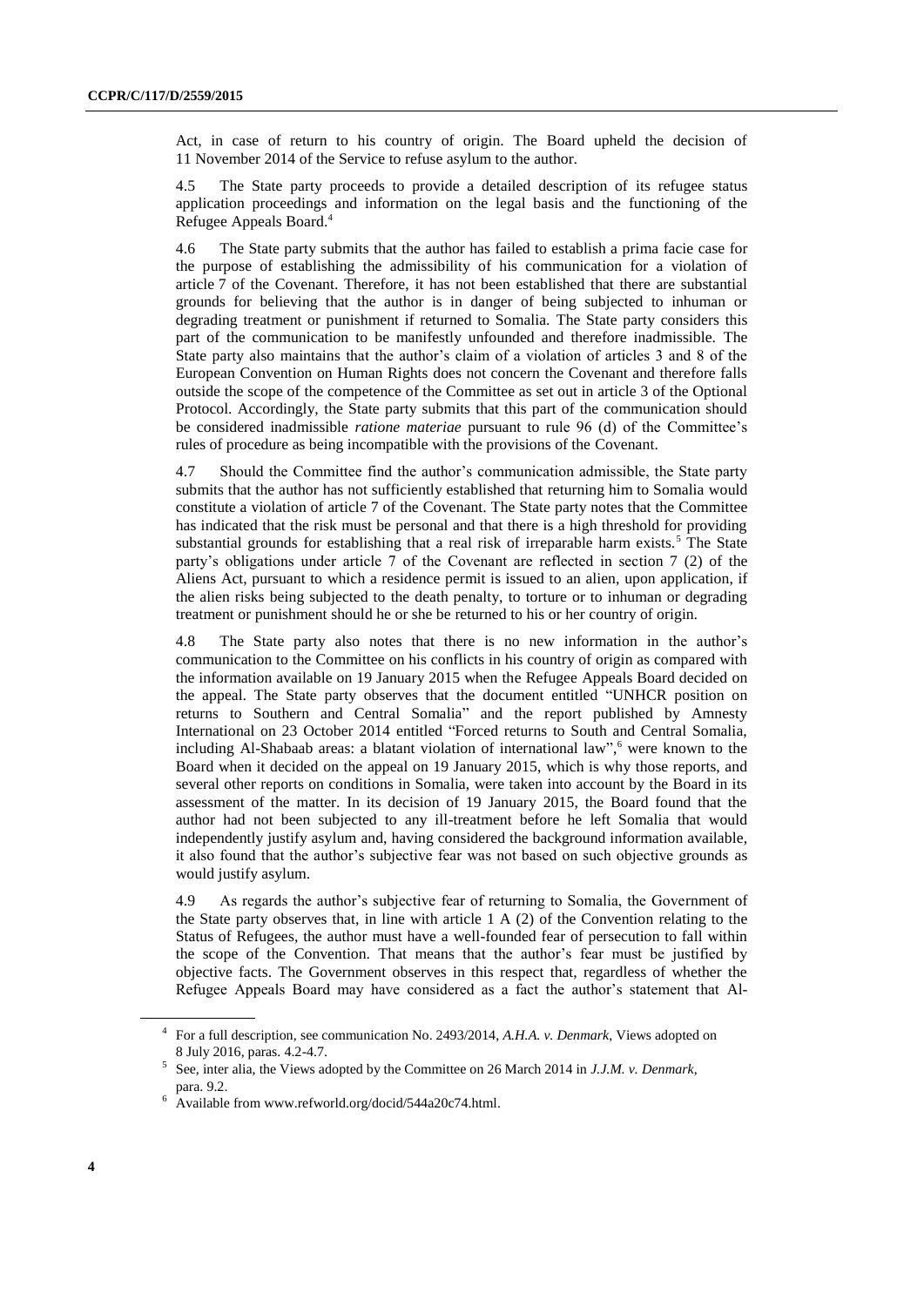Act, in case of return to his country of origin. The Board upheld the decision of 11 November 2014 of the Service to refuse asylum to the author.

4.5 The State party proceeds to provide a detailed description of its refugee status application proceedings and information on the legal basis and the functioning of the Refugee Appeals Board.[4]

4.6 The State party submits that the author has failed to establish a prima facie case for the purpose of establishing the admissibility of his communication for a violation of article 7 of the Covenant. Therefore, it has not been established that there are substantial grounds for believing that the author is in danger of being subjected to inhuman or degrading treatment or punishment if returned to Somalia. The State party considers this part of the communication to be manifestly unfounded and therefore inadmissible. The State party also maintains that the author's claim of a violation of articles 3 and 8 of the European Convention on Human Rights does not concern the Covenant and therefore falls outside the scope of the competence of the Committee as set out in article 3 of the Optional Protocol. Accordingly, the State party submits that this part of the communication should be considered inadmissible *ratione materiae* pursuant to rule 96 (d) of the Committee's rules of procedure as being incompatible with the provisions of the Covenant.

4.7 Should the Committee find the author's communication admissible, the State party submits that the author has not sufficiently established that returning him to Somalia would constitute a violation of article 7 of the Covenant. The State party notes that the Committee has indicated that the risk must be personal and that there is a high threshold for providing substantial grounds for establishing that a real risk of irreparable harm exists.[5] The State party's obligations under article 7 of the Covenant are reflected in section 7 (2) of the Aliens Act, pursuant to which a residence permit is issued to an alien, upon application, if the alien risks being subjected to the death penalty, to torture or to inhuman or degrading treatment or punishment should he or she be returned to his or her country of origin.

4.8 The State party also notes that there is no new information in the author's communication to the Committee on his conflicts in his country of origin as compared with the information available on 19 January 2015 when the Refugee Appeals Board decided on the appeal. The State party observes that the document entitled "UNHCR position on returns to Southern and Central Somalia" and the report published by Amnesty International on 23 October 2014 entitled "Forced returns to South and Central Somalia, including Al-Shabaab areas: a blatant violation of international law",[6] were known to the Board when it decided on the appeal on 19 January 2015, which is why those reports, and several other reports on conditions in Somalia, were taken into account by the Board in its assessment of the matter. In its decision of 19 January 2015, the Board found that the author had not been subjected to any ill-treatment before he left Somalia that would independently justify asylum and, having considered the background information available, it also found that the author's subjective fear was not based on such objective grounds as would justify asylum.

4.9 As regards the author's subjective fear of returning to Somalia, the Government of the State party observes that, in line with article 1 A (2) of the Convention relating to the Status of Refugees, the author must have a well-founded fear of persecution to fall within the scope of the Convention. That means that the author's fear must be justified by objective facts. The Government observes in this respect that, regardless of whether the Refugee Appeals Board may have considered as a fact the author's statement that Al-

[4] For a full description, see communication No. 2493/2014, *A.H.A. v. Denmark*, Views adopted on 8 July 2016, paras. 4.2-4.7.

[5] See, inter alia, the Views adopted by the Committee on 26 March 2014 in *J.J.M. v. Denmark*, para. 9.2.

[6] Available from www.refworld.org/docid/544a20c74.html.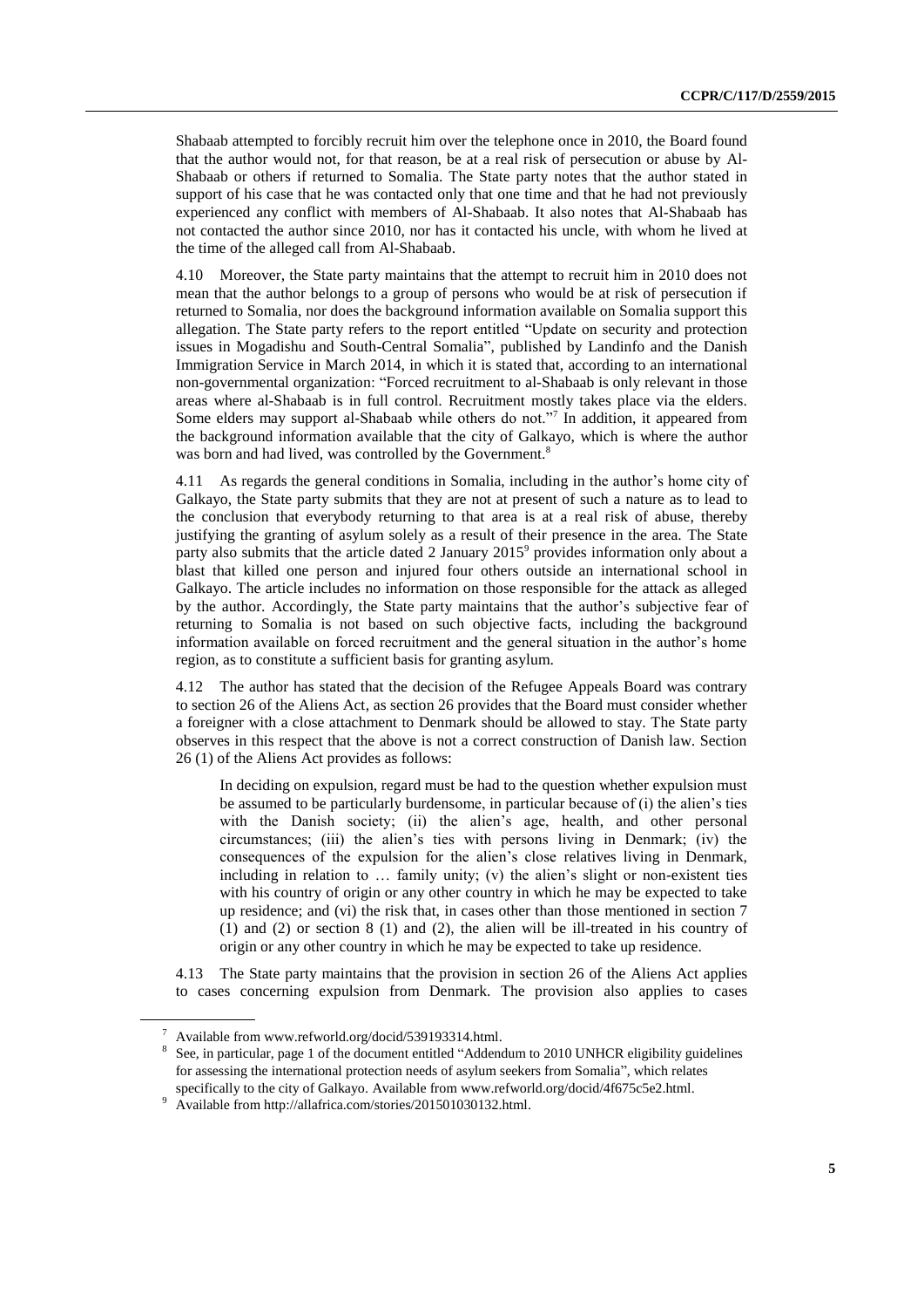Shabaab attempted to forcibly recruit him over the telephone once in 2010, the Board found that the author would not, for that reason, be at a real risk of persecution or abuse by Al-Shabaab or others if returned to Somalia. The State party notes that the author stated in support of his case that he was contacted only that one time and that he had not previously experienced any conflict with members of Al-Shabaab. It also notes that Al-Shabaab has not contacted the author since 2010, nor has it contacted his uncle, with whom he lived at the time of the alleged call from Al-Shabaab.

4.10 Moreover, the State party maintains that the attempt to recruit him in 2010 does not mean that the author belongs to a group of persons who would be at risk of persecution if returned to Somalia, nor does the background information available on Somalia support this allegation. The State party refers to the report entitled "Update on security and protection issues in Mogadishu and South-Central Somalia", published by Landinfo and the Danish Immigration Service in March 2014, in which it is stated that, according to an international non-governmental organization: "Forced recruitment to al-Shabaab is only relevant in those areas where al-Shabaab is in full control. Recruitment mostly takes place via the elders. Some elders may support al-Shabaab while others do not."[7] In addition, it appeared from the background information available that the city of Galkayo, which is where the author was born and had lived, was controlled by the Government.[8]

4.11 As regards the general conditions in Somalia, including in the author's home city of Galkayo, the State party submits that they are not at present of such a nature as to lead to the conclusion that everybody returning to that area is at a real risk of abuse, thereby justifying the granting of asylum solely as a result of their presence in the area. The State party also submits that the article dated 2 January 2015[9] provides information only about a blast that killed one person and injured four others outside an international school in Galkayo. The article includes no information on those responsible for the attack as alleged by the author. Accordingly, the State party maintains that the author's subjective fear of returning to Somalia is not based on such objective facts, including the background information available on forced recruitment and the general situation in the author's home region, as to constitute a sufficient basis for granting asylum.

4.12 The author has stated that the decision of the Refugee Appeals Board was contrary to section 26 of the Aliens Act, as section 26 provides that the Board must consider whether a foreigner with a close attachment to Denmark should be allowed to stay. The State party observes in this respect that the above is not a correct construction of Danish law. Section 26 (1) of the Aliens Act provides as follows:

> In deciding on expulsion, regard must be had to the question whether expulsion must be assumed to be particularly burdensome, in particular because of (i) the alien's ties with the Danish society; (ii) the alien's age, health, and other personal circumstances; (iii) the alien's ties with persons living in Denmark; (iv) the consequences of the expulsion for the alien's close relatives living in Denmark, including in relation to … family unity; (v) the alien's slight or non-existent ties with his country of origin or any other country in which he may be expected to take up residence; and (vi) the risk that, in cases other than those mentioned in section 7 (1) and (2) or section 8 (1) and (2), the alien will be ill-treated in his country of origin or any other country in which he may be expected to take up residence.

4.13 The State party maintains that the provision in section 26 of the Aliens Act applies to cases concerning expulsion from Denmark. The provision also applies to cases

---

[7] Available from www.refworld.org/docid/539193314.html.

[8] See, in particular, page 1 of the document entitled "Addendum to 2010 UNHCR eligibility guidelines for assessing the international protection needs of asylum seekers from Somalia", which relates specifically to the city of Galkayo. Available from www.refworld.org/docid/4f675c5e2.html.

[9] Available from http://allafrica.com/stories/201501030132.html.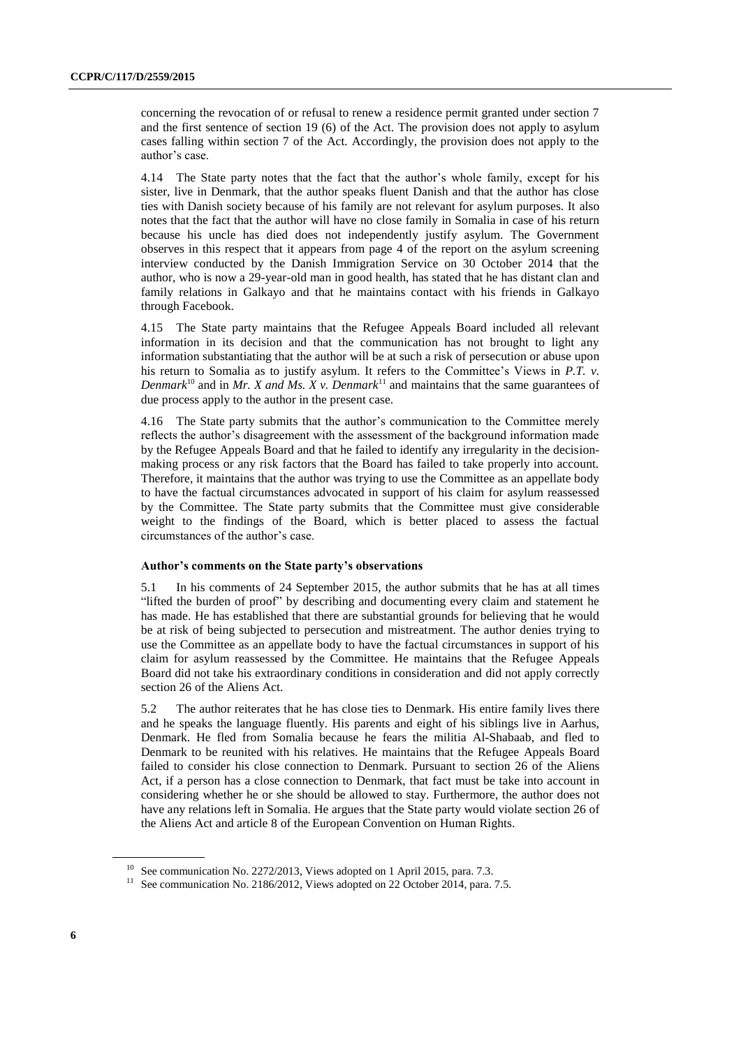concerning the revocation of or refusal to renew a residence permit granted under section 7 and the first sentence of section 19 (6) of the Act. The provision does not apply to asylum cases falling within section 7 of the Act. Accordingly, the provision does not apply to the author's case.

4.14 The State party notes that the fact that the author's whole family, except for his sister, live in Denmark, that the author speaks fluent Danish and that the author has close ties with Danish society because of his family are not relevant for asylum purposes. It also notes that the fact that the author will have no close family in Somalia in case of his return because his uncle has died does not independently justify asylum. The Government observes in this respect that it appears from page 4 of the report on the asylum screening interview conducted by the Danish Immigration Service on 30 October 2014 that the author, who is now a 29-year-old man in good health, has stated that he has distant clan and family relations in Galkayo and that he maintains contact with his friends in Galkayo through Facebook.

4.15 The State party maintains that the Refugee Appeals Board included all relevant information in its decision and that the communication has not brought to light any information substantiating that the author will be at such a risk of persecution or abuse upon his return to Somalia as to justify asylum. It refers to the Committee's Views in *P.T. v. Denmark*[10] and in *Mr. X and Ms. X v. Denmark*[11] and maintains that the same guarantees of due process apply to the author in the present case.

4.16 The State party submits that the author's communication to the Committee merely reflects the author's disagreement with the assessment of the background information made by the Refugee Appeals Board and that he failed to identify any irregularity in the decision-making process or any risk factors that the Board has failed to take properly into account. Therefore, it maintains that the author was trying to use the Committee as an appellate body to have the factual circumstances advocated in support of his claim for asylum reassessed by the Committee. The State party submits that the Committee must give considerable weight to the findings of the Board, which is better placed to assess the factual circumstances of the author's case.

### Author's comments on the State party's observations

5.1 In his comments of 24 September 2015, the author submits that he has at all times "lifted the burden of proof" by describing and documenting every claim and statement he has made. He has established that there are substantial grounds for believing that he would be at risk of being subjected to persecution and mistreatment. The author denies trying to use the Committee as an appellate body to have the factual circumstances in support of his claim for asylum reassessed by the Committee. He maintains that the Refugee Appeals Board did not take his extraordinary conditions in consideration and did not apply correctly section 26 of the Aliens Act.

5.2 The author reiterates that he has close ties to Denmark. His entire family lives there and he speaks the language fluently. His parents and eight of his siblings live in Aarhus, Denmark. He fled from Somalia because he fears the militia Al-Shabaab, and fled to Denmark to be reunited with his relatives. He maintains that the Refugee Appeals Board failed to consider his close connection to Denmark. Pursuant to section 26 of the Aliens Act, if a person has a close connection to Denmark, that fact must be take into account in considering whether he or she should be allowed to stay. Furthermore, the author does not have any relations left in Somalia. He argues that the State party would violate section 26 of the Aliens Act and article 8 of the European Convention on Human Rights.

---

[10] See communication No. 2272/2013, Views adopted on 1 April 2015, para. 7.3.

[11] See communication No. 2186/2012, Views adopted on 22 October 2014, para. 7.5.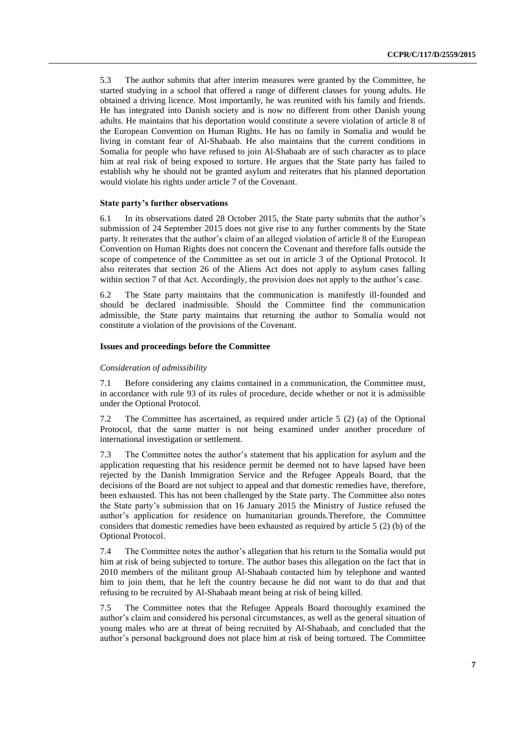5.3 The author submits that after interim measures were granted by the Committee, he started studying in a school that offered a range of different classes for young adults. He obtained a driving licence. Most importantly, he was reunited with his family and friends. He has integrated into Danish society and is now no different from other Danish young adults. He maintains that his deportation would constitute a severe violation of article 8 of the European Convention on Human Rights. He has no family in Somalia and would be living in constant fear of Al-Shabaab. He also maintains that the current conditions in Somalia for people who have refused to join Al-Shabaab are of such character as to place him at real risk of being exposed to torture. He argues that the State party has failed to establish why he should not be granted asylum and reiterates that his planned deportation would violate his rights under article 7 of the Covenant.

### State party's further observations

6.1 In its observations dated 28 October 2015, the State party submits that the author's submission of 24 September 2015 does not give rise to any further comments by the State party. It reiterates that the author's claim of an alleged violation of article 8 of the European Convention on Human Rights does not concern the Covenant and therefore falls outside the scope of competence of the Committee as set out in article 3 of the Optional Protocol. It also reiterates that section 26 of the Aliens Act does not apply to asylum cases falling within section 7 of that Act. Accordingly, the provision does not apply to the author's case.

6.2 The State party maintains that the communication is manifestly ill-founded and should be declared inadmissible. Should the Committee find the communication admissible, the State party maintains that returning the author to Somalia would not constitute a violation of the provisions of the Covenant.

### Issues and proceedings before the Committee

*Consideration of admissibility*

7.1 Before considering any claims contained in a communication, the Committee must, in accordance with rule 93 of its rules of procedure, decide whether or not it is admissible under the Optional Protocol.

7.2 The Committee has ascertained, as required under article 5 (2) (a) of the Optional Protocol, that the same matter is not being examined under another procedure of international investigation or settlement.

7.3 The Committee notes the author's statement that his application for asylum and the application requesting that his residence permit be deemed not to have lapsed have been rejected by the Danish Immigration Service and the Refugee Appeals Board, that the decisions of the Board are not subject to appeal and that domestic remedies have, therefore, been exhausted. This has not been challenged by the State party. The Committee also notes the State party's submission that on 16 January 2015 the Ministry of Justice refused the author's application for residence on humanitarian grounds.Therefore, the Committee considers that domestic remedies have been exhausted as required by article 5 (2) (b) of the Optional Protocol.

7.4 The Committee notes the author's allegation that his return to the Somalia would put him at risk of being subjected to torture. The author bases this allegation on the fact that in 2010 members of the militant group Al-Shabaab contacted him by telephone and wanted him to join them, that he left the country because he did not want to do that and that refusing to be recruited by Al-Shabaab meant being at risk of being killed.

7.5 The Committee notes that the Refugee Appeals Board thoroughly examined the author's claim and considered his personal circumstances, as well as the general situation of young males who are at threat of being recruited by Al-Shabaab, and concluded that the author's personal background does not place him at risk of being tortured. The Committee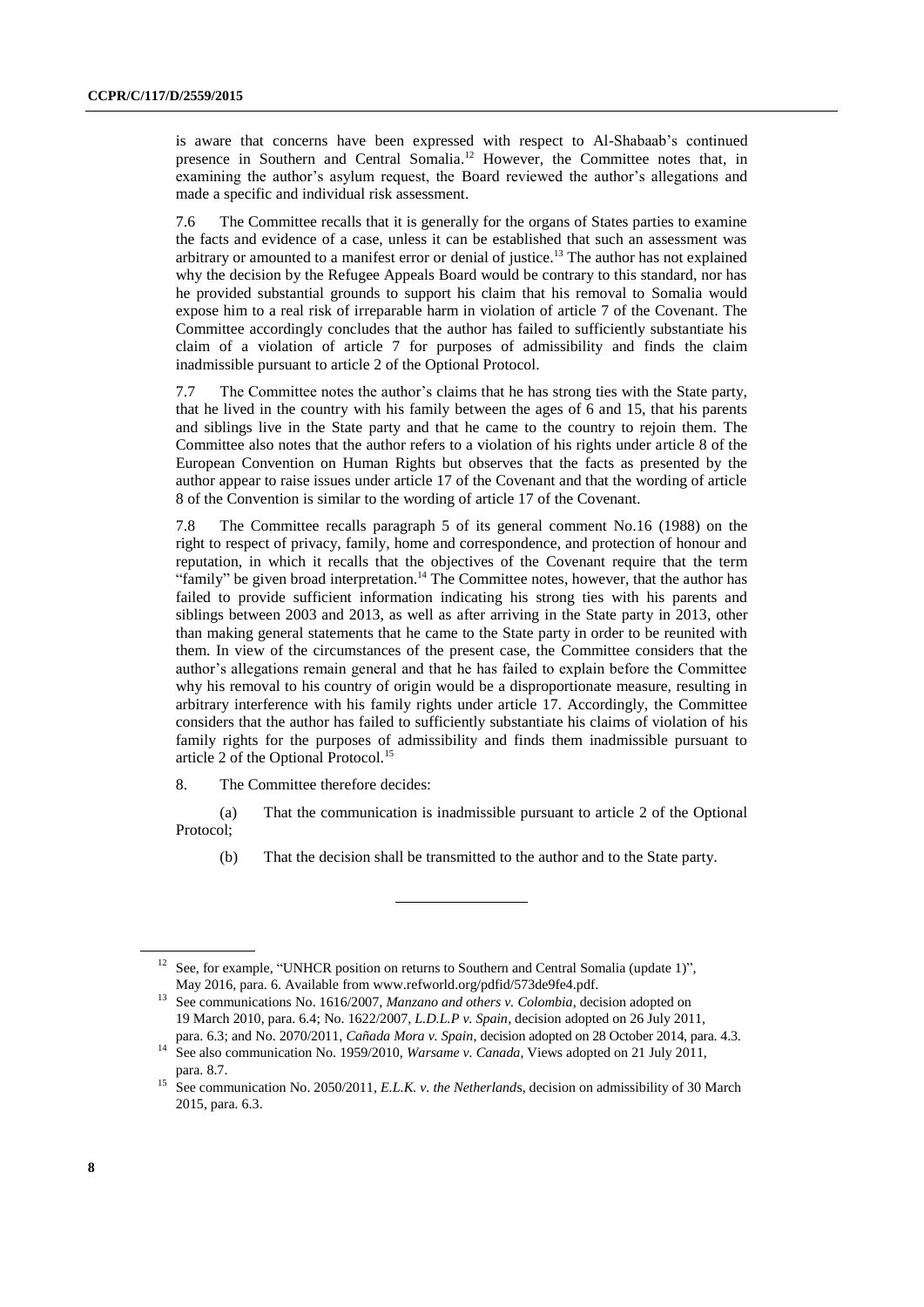is aware that concerns have been expressed with respect to Al-Shabaab's continued presence in Southern and Central Somalia.[12] However, the Committee notes that, in examining the author's asylum request, the Board reviewed the author's allegations and made a specific and individual risk assessment.

7.6 The Committee recalls that it is generally for the organs of States parties to examine the facts and evidence of a case, unless it can be established that such an assessment was arbitrary or amounted to a manifest error or denial of justice.[13] The author has not explained why the decision by the Refugee Appeals Board would be contrary to this standard, nor has he provided substantial grounds to support his claim that his removal to Somalia would expose him to a real risk of irreparable harm in violation of article 7 of the Covenant. The Committee accordingly concludes that the author has failed to sufficiently substantiate his claim of a violation of article 7 for purposes of admissibility and finds the claim inadmissible pursuant to article 2 of the Optional Protocol.

7.7 The Committee notes the author's claims that he has strong ties with the State party, that he lived in the country with his family between the ages of 6 and 15, that his parents and siblings live in the State party and that he came to the country to rejoin them. The Committee also notes that the author refers to a violation of his rights under article 8 of the European Convention on Human Rights but observes that the facts as presented by the author appear to raise issues under article 17 of the Covenant and that the wording of article 8 of the Convention is similar to the wording of article 17 of the Covenant.

7.8 The Committee recalls paragraph 5 of its general comment No.16 (1988) on the right to respect of privacy, family, home and correspondence, and protection of honour and reputation, in which it recalls that the objectives of the Covenant require that the term "family" be given broad interpretation.[14] The Committee notes, however, that the author has failed to provide sufficient information indicating his strong ties with his parents and siblings between 2003 and 2013, as well as after arriving in the State party in 2013, other than making general statements that he came to the State party in order to be reunited with them. In view of the circumstances of the present case, the Committee considers that the author's allegations remain general and that he has failed to explain before the Committee why his removal to his country of origin would be a disproportionate measure, resulting in arbitrary interference with his family rights under article 17. Accordingly, the Committee considers that the author has failed to sufficiently substantiate his claims of violation of his family rights for the purposes of admissibility and finds them inadmissible pursuant to article 2 of the Optional Protocol.[15]

8. The Committee therefore decides:

(a) That the communication is inadmissible pursuant to article 2 of the Optional Protocol;

(b) That the decision shall be transmitted to the author and to the State party.

---

[12] See, for example, "UNHCR position on returns to Southern and Central Somalia (update 1)", May 2016, para. 6. Available from www.refworld.org/pdfid/573de9fe4.pdf.

[13] See communications No. 1616/2007, *Manzano and others v. Colombia*, decision adopted on 19 March 2010, para. 6.4; No. 1622/2007, *L.D.L.P v. Spain*, decision adopted on 26 July 2011, para. 6.3; and No. 2070/2011, *Cañada Mora v. Spain*, decision adopted on 28 October 2014, para. 4.3.

[14] See also communication No. 1959/2010, *Warsame v. Canada*, Views adopted on 21 July 2011, para. 8.7.

[15] See communication No. 2050/2011, *E.L.K. v. the Netherlands*, decision on admissibility of 30 March 2015, para. 6.3.